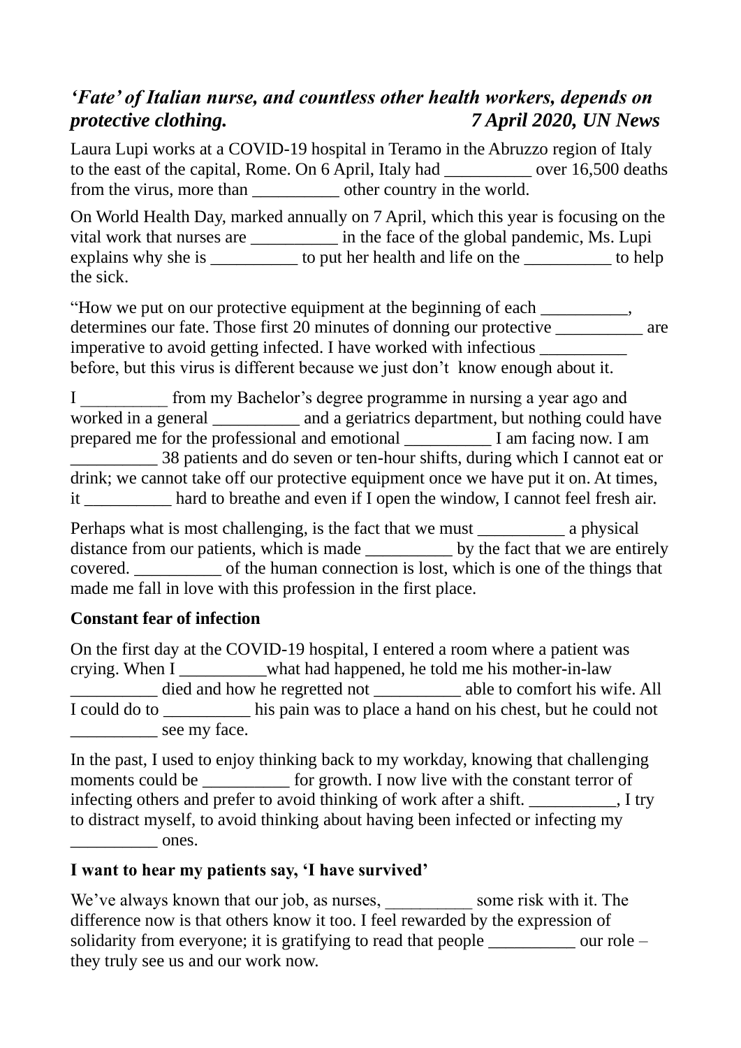### *'Fate' of Italian nurse, and countless other health workers, depends on protective clothing.* *7 April 2020, UN News*

Laura Lupi works at a COVID-19 hospital in Teramo in the Abruzzo region of Italy to the east of the capital, Rome. On 6 April, Italy had __________ over 16,500 deaths from the virus, more than __________ other country in the world.

On World Health Day, marked annually on 7 April, which this year is focusing on the vital work that nurses are __________ in the face of the global pandemic, Ms. Lupi explains why she is __________ to put her health and life on the __________ to help the sick.

"How we put on our protective equipment at the beginning of each __________, determines our fate. Those first 20 minutes of donning our protective __________ are imperative to avoid getting infected. I have worked with infectious __________ before, but this virus is different because we just don't know enough about it.

I __________ from my Bachelor's degree programme in nursing a year ago and worked in a general __________ and a geriatrics department, but nothing could have prepared me for the professional and emotional __________ I am facing now. I am __________ 38 patients and do seven or ten-hour shifts, during which I cannot eat or drink; we cannot take off our protective equipment once we have put it on. At times, it __________ hard to breathe and even if I open the window, I cannot feel fresh air.

Perhaps what is most challenging, is the fact that we must __________ a physical distance from our patients, which is made __________ by the fact that we are entirely covered. __________ of the human connection is lost, which is one of the things that made me fall in love with this profession in the first place.

**Constant fear of infection**

On the first day at the COVID-19 hospital, I entered a room where a patient was crying. When I __________what had happened, he told me his mother-in-law __________ died and how he regretted not __________ able to comfort his wife. All I could do to __________ his pain was to place a hand on his chest, but he could not __________ see my face.

In the past, I used to enjoy thinking back to my workday, knowing that challenging moments could be __________ for growth. I now live with the constant terror of infecting others and prefer to avoid thinking of work after a shift. __________, I try to distract myself, to avoid thinking about having been infected or infecting my __________ ones.

**I want to hear my patients say, 'I have survived'**

We've always known that our job, as nurses, __________ some risk with it. The difference now is that others know it too. I feel rewarded by the expression of solidarity from everyone; it is gratifying to read that people __________ our role – they truly see us and our work now.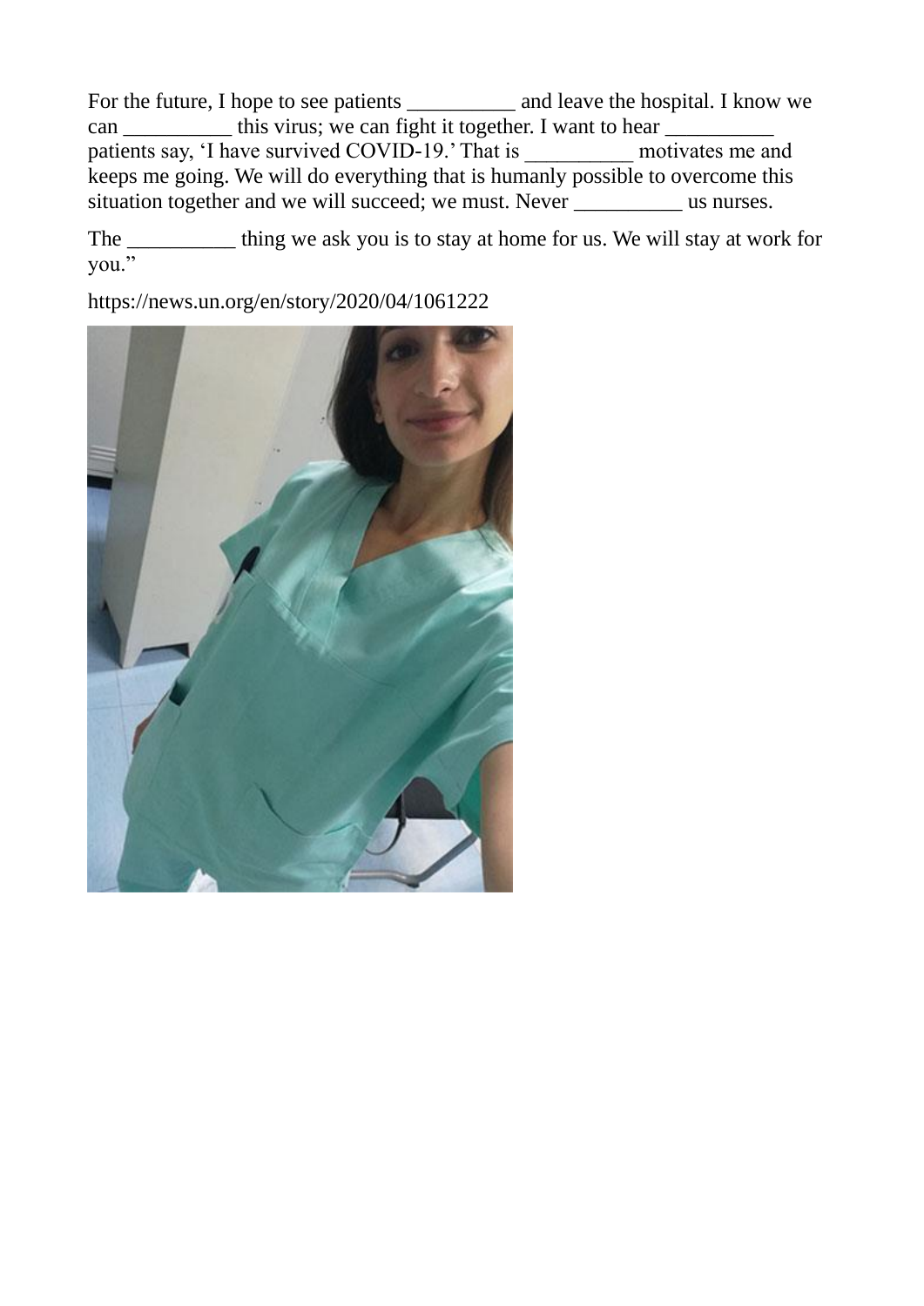For the future, I hope to see patients __________ and leave the hospital. I know we can __________ this virus; we can fight it together. I want to hear __________ patients say, 'I have survived COVID-19.' That is __________ motivates me and keeps me going. We will do everything that is humanly possible to overcome this situation together and we will succeed; we must. Never __________ us nurses.

The __________ thing we ask you is to stay at home for us. We will stay at work for you."

https://news.un.org/en/story/2020/04/1061222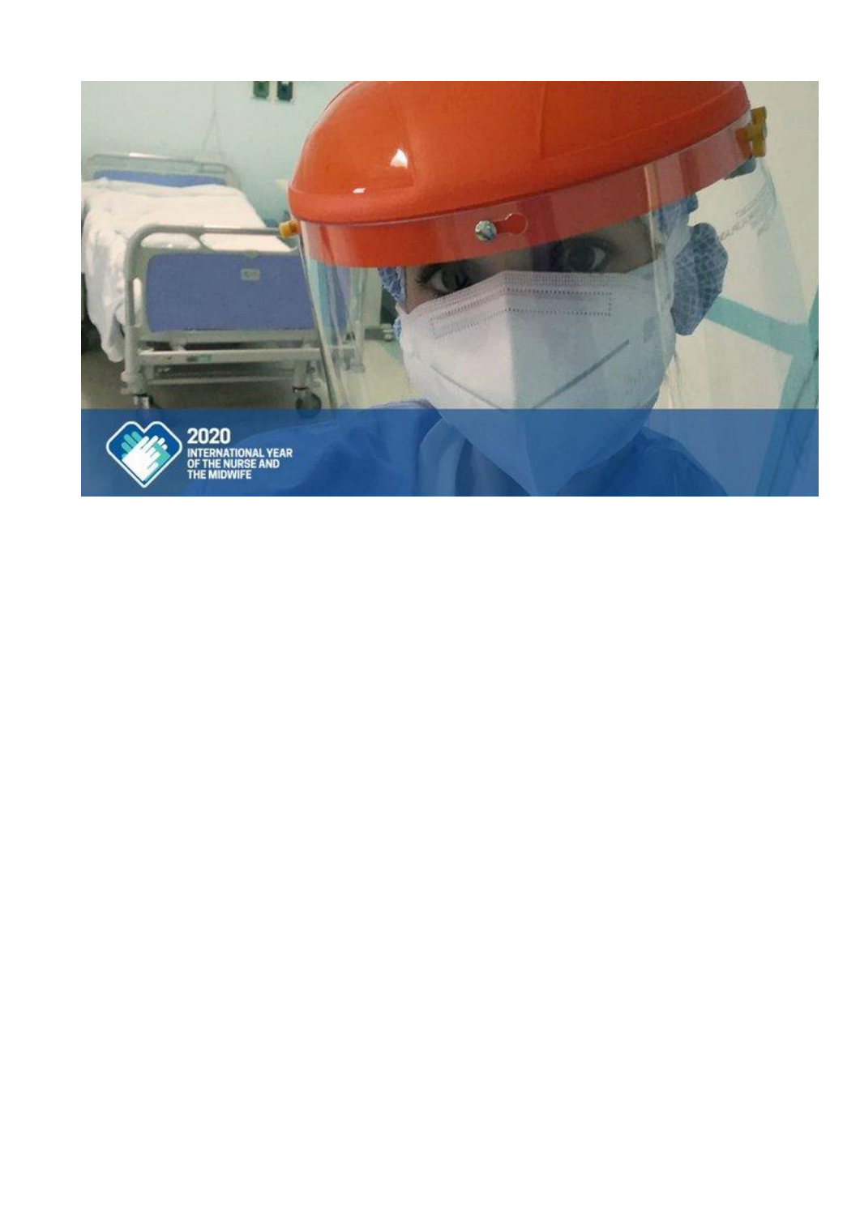2020

INTERNATIONAL YEAR OF THE NURSE AND THE MIDWIFE